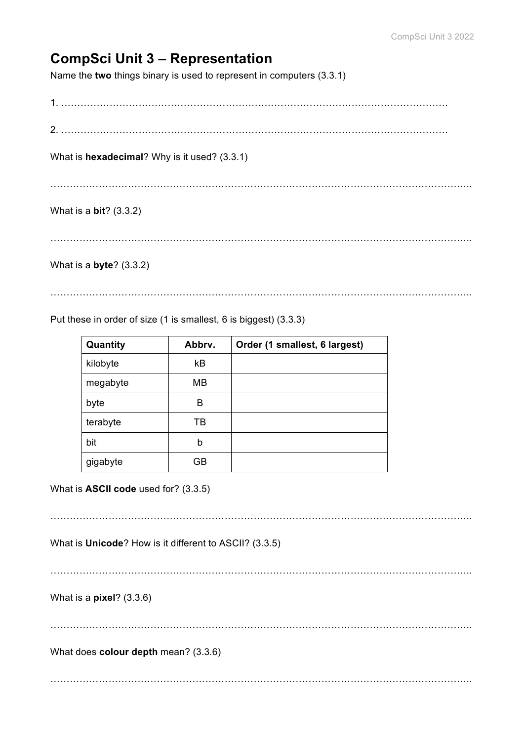# CompSci Unit 3 – Representation

Name the **two** things binary is used to represent in computers (3.3.1)

1. ……………………………………………………………………………………………………………

2. ……………………………………………………………………………………………………………

What is **hexadecimal**? Why is it used? (3.3.1)

………………………………………………………………………………………………………………………..

What is a **bit**? (3.3.2)

………………………………………………………………………………………………………………………..

What is a **byte**? (3.3.2)

………………………………………………………………………………………………………………………..

Put these in order of size (1 is smallest, 6 is biggest) (3.3.3)

| Quantity | Abbrv. | Order (1 smallest, 6 largest) |
|---|---|---|
| kilobyte | kB | |
| megabyte | MB | |
| byte | B | |
| terabyte | TB | |
| bit | b | |
| gigabyte | GB | |

What is **ASCII code** used for? (3.3.5)

………………………………………………………………………………………………………………………..

What is **Unicode**? How is it different to ASCII? (3.3.5)

………………………………………………………………………………………………………………………..

What is a **pixel**? (3.3.6)

………………………………………………………………………………………………………………………..

What does **colour depth** mean? (3.3.6)

………………………………………………………………………………………………………………………..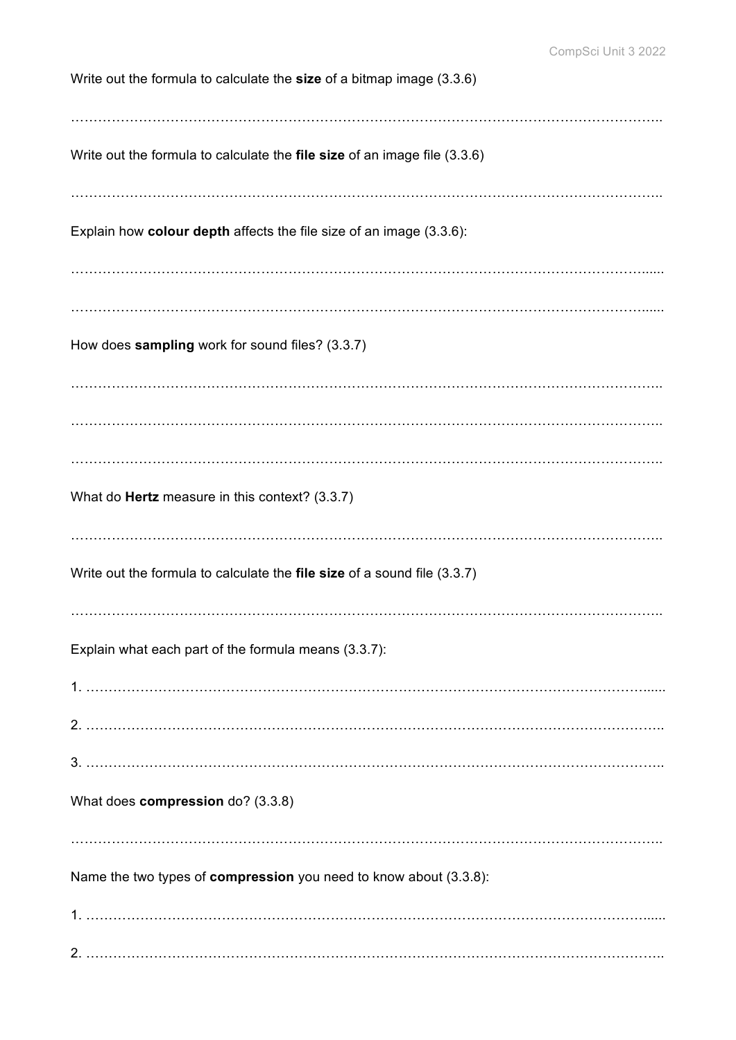Write out the formula to calculate the **size** of a bitmap image (3.3.6)

……………………………………………………………………………………………………………..

Write out the formula to calculate the **file size** of an image file (3.3.6)

……………………………………………………………………………………………………………..

Explain how **colour depth** affects the file size of an image (3.3.6):

……………………………………………………………………………………………………………......

……………………………………………………………………………………………………………......

How does **sampling** work for sound files? (3.3.7)

……………………………………………………………………………………………………………..

……………………………………………………………………………………………………………..

……………………………………………………………………………………………………………..

What do **Hertz** measure in this context? (3.3.7)

……………………………………………………………………………………………………………..

Write out the formula to calculate the **file size** of a sound file (3.3.7)

……………………………………………………………………………………………………………..

Explain what each part of the formula means (3.3.7):

1. ……………………………………………………………………………………………………………......

2. ……………………………………………………………………………………………………………..

3. ……………………………………………………………………………………………………………..

What does **compression** do? (3.3.8)

……………………………………………………………………………………………………………..

Name the two types of **compression** you need to know about (3.3.8):

1. ……………………………………………………………………………………………………………......

2. ……………………………………………………………………………………………………………..